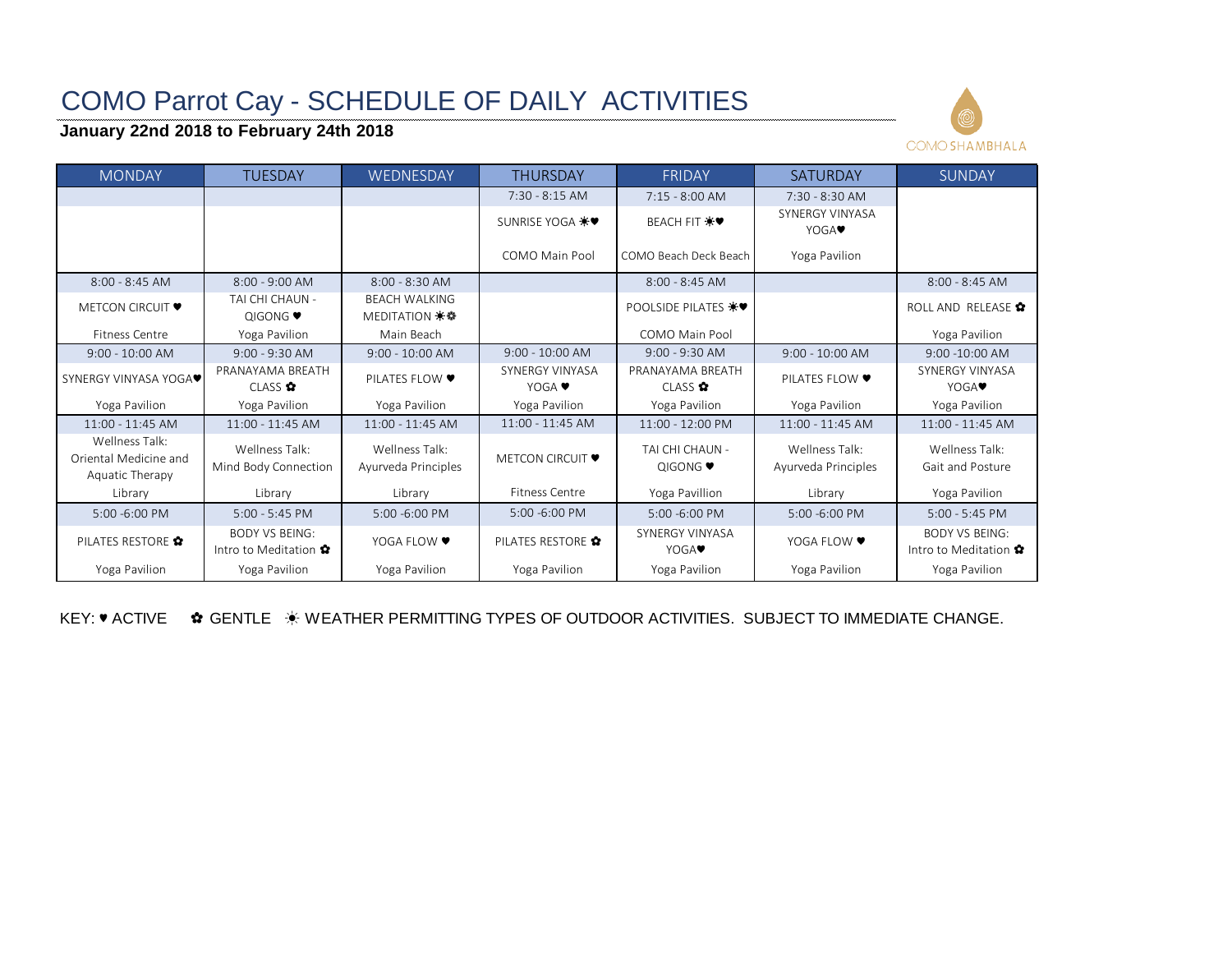# COMO Parrot Cay - SCHEDULE OF DAILY ACTIVITIES

**January 22nd 2018 to February 24th 2018**

COMO SHAMBHALA

| MONDAY | TUESDAY | WEDNESDAY | THURSDAY | FRIDAY | SATURDAY | SUNDAY |
|---|---|---|---|---|---|---|
| | | | 7:30 - 8:15 AM | 7:15 - 8:00 AM | 7:30 - 8:30 AM | |
| | | | SUNRISE YOGA ☀♥ | BEACH FIT ☀♥ | SYNERGY VINYASA YOGA♥ | |
| | | | COMO Main Pool | COMO Beach Deck Beach | Yoga Pavilion | |
| 8:00 - 8:45 AM | 8:00 - 9:00 AM | 8:00 - 8:30 AM | | 8:00 - 8:45 AM | | 8:00 - 8:45 AM |
| METCON CIRCUIT ♥ | TAI CHI CHAUN - QIGONG ♥ | BEACH WALKING MEDITATION ☀✿ | | POOLSIDE PILATES ☀♥ | | ROLL AND RELEASE ✿ |
| Fitness Centre | Yoga Pavilion | Main Beach | | COMO Main Pool | | Yoga Pavilion |
| 9:00 - 10:00 AM | 9:00 - 9:30 AM | 9:00 - 10:00 AM | 9:00 - 10:00 AM | 9:00 - 9:30 AM | 9:00 - 10:00 AM | 9:00 -10:00 AM |
| SYNERGY VINYASA YOGA♥ | PRANAYAMA BREATH CLASS ✿ | PILATES FLOW ♥ | SYNERGY VINYASA YOGA ♥ | PRANAYAMA BREATH CLASS ✿ | PILATES FLOW ♥ | SYNERGY VINYASA YOGA♥ |
| Yoga Pavilion | Yoga Pavilion | Yoga Pavilion | Yoga Pavilion | Yoga Pavilion | Yoga Pavilion | Yoga Pavilion |
| 11:00 - 11:45 AM | 11:00 - 11:45 AM | 11:00 - 11:45 AM | 11:00 - 11:45 AM | 11:00 - 12:00 PM | 11:00 - 11:45 AM | 11:00 - 11:45 AM |
| Wellness Talk: Oriental Medicine and Aquatic Therapy | Wellness Talk: Mind Body Connection | Wellness Talk: Ayurveda Principles | METCON CIRCUIT ♥ | TAI CHI CHAUN - QIGONG ♥ | Wellness Talk: Ayurveda Principles | Wellness Talk: Gait and Posture |
| Library | Library | Library | Fitness Centre | Yoga Pavillion | Library | Yoga Pavilion |
| 5:00 -6:00 PM | 5:00 - 5:45 PM | 5:00 -6:00 PM | 5:00 -6:00 PM | 5:00 -6:00 PM | 5:00 -6:00 PM | 5:00 - 5:45 PM |
| PILATES RESTORE ✿ | BODY VS BEING: Intro to Meditation ✿ | YOGA FLOW ♥ | PILATES RESTORE ✿ | SYNERGY VINYASA YOGA♥ | YOGA FLOW ♥ | BODY VS BEING: Intro to Meditation ✿ |
| Yoga Pavilion | Yoga Pavilion | Yoga Pavilion | Yoga Pavilion | Yoga Pavilion | Yoga Pavilion | Yoga Pavilion |

KEY: ♥ ACTIVE ✿ GENTLE ☀ WEATHER PERMITTING TYPES OF OUTDOOR ACTIVITIES. SUBJECT TO IMMEDIATE CHANGE.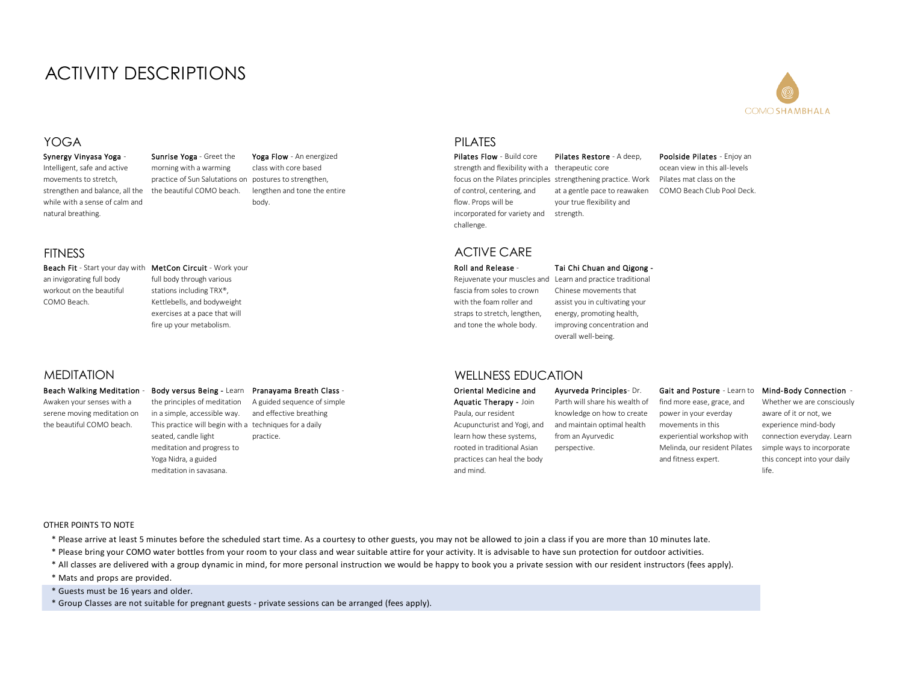# ACTIVITY DESCRIPTIONS

COMO SHAMBHALA

## YOGA

**Synergy Vinyasa Yoga** - Intelligent, safe and active movements to stretch, strengthen and balance, all the while with a sense of calm and natural breathing.

**Sunrise Yoga** - Greet the morning with a warming practice of Sun Salutations on the beautiful COMO beach.

**Yoga Flow** - An energized class with core based postures to strengthen, lengthen and tone the entire body.

## FITNESS

**Beach Fit** - Start your day with an invigorating full body workout on the beautiful COMO Beach.

**MetCon Circuit** - Work your full body through various stations including TRX®, Kettlebells, and bodyweight exercises at a pace that will fire up your metabolism.

## MEDITATION

**Beach Walking Meditation** - Awaken your senses with a serene moving meditation on the beautiful COMO beach.

**Body versus Being** - Learn the principles of meditation in a simple, accessible way. This practice will begin with a seated, candle light meditation and progress to Yoga Nidra, a guided meditation in savasana.

**Pranayama Breath Class** - A guided sequence of simple and effective breathing techniques for a daily practice.

## PILATES

**Pilates Flow** - Build core strength and flexibility with a focus on the Pilates principles of control, centering, and flow. Props will be incorporated for variety and challenge.

**Pilates Restore** - A deep, therapeutic core strengthening practice. Work at a gentle pace to reawaken your true flexibility and strength.

**Poolside Pilates** - Enjoy an ocean view in this all-levels Pilates mat class on the COMO Beach Club Pool Deck.

## ACTIVE CARE

**Roll and Release** - Rejuvenate your muscles and fascia from soles to crown with the foam roller and straps to stretch, lengthen, and tone the whole body.

**Tai Chi Chuan and Qigong** - Learn and practice traditional Chinese movements that assist you in cultivating your energy, promoting health, improving concentration and overall well-being.

## WELLNESS EDUCATION

**Oriental Medicine and Aquatic Therapy** - Join Paula, our resident Acupuncturist and Yogi, and learn how these systems, rooted in traditional Asian practices can heal the body and mind.

**Ayurveda Principles**- Dr. Parth will share his wealth of knowledge on how to create and maintain optimal health from an Ayurvedic perspective.

**Gait and Posture** - Learn to find more ease, grace, and power in your everday movements in this experiential workshop with Melinda, our resident Pilates and fitness expert.

**Mind-Body Connection** - Whether we are consciously aware of it or not, we experience mind-body connection everyday. Learn simple ways to incorporate this concept into your daily life.

## OTHER POINTS TO NOTE

* Please arrive at least 5 minutes before the scheduled start time. As a courtesy to other guests, you may not be allowed to join a class if you are more than 10 minutes late.
* Please bring your COMO water bottles from your room to your class and wear suitable attire for your activity. It is advisable to have sun protection for outdoor activities.
* All classes are delivered with a group dynamic in mind, for more personal instruction we would be happy to book you a private session with our resident instructors (fees apply).
* Mats and props are provided.
* Guests must be 16 years and older.
* Group Classes are not suitable for pregnant guests - private sessions can be arranged (fees apply).